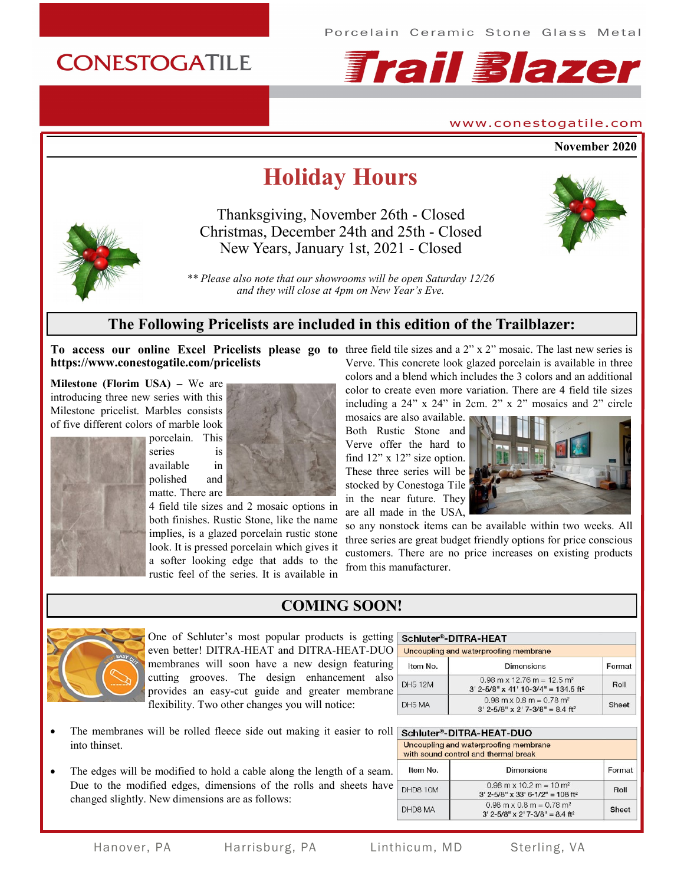# CONESTOGATILE

Porcelain Ceramic Stone Glass Metal

# Trail Blazer

www.conestogatile.com

**November 2020**

## Holiday Hours

Thanksgiving, November 26th - Closed
Christmas, December 24th and 25th - Closed
New Years, January 1st, 2021 - Closed

*** Please also note that our showrooms will be open Saturday 12/26 and they will close at 4pm on New Year's Eve.*

## The Following Pricelists are included in this edition of the Trailblazer:

**To access our online Excel Pricelists please go to https://www.conestogatile.com/pricelists**

**Milestone (Florim USA)** – We are introducing three new series with this Milestone pricelist. Marbles consists of five different colors of marble look porcelain. This series is available in polished and matte. There are 4 field tile sizes and 2 mosaic options in both finishes. Rustic Stone, like the name implies, is a glazed porcelain rustic stone look. It is pressed porcelain which gives it a softer looking edge that adds to the rustic feel of the series. It is available in three field tile sizes and a 2" x 2" mosaic. The last new series is Verve. This concrete look glazed porcelain is available in three colors and a blend which includes the 3 colors and an additional color to create even more variation. There are 4 field tile sizes including a 24" x 24" in 2cm. 2" x 2" mosaics and 2" circle mosaics are also available. Both Rustic Stone and Verve offer the hard to find 12" x 12" size option. These three series will be stocked by Conestoga Tile in the near future. They are all made in the USA, so any nonstock items can be available within two weeks. All three series are great budget friendly options for price conscious customers. There are no price increases on existing products from this manufacturer.

## COMING SOON!

One of Schluter's most popular products is getting even better! DITRA-HEAT and DITRA-HEAT-DUO membranes will soon have a new design featuring cutting grooves. The design enhancement also provides an easy-cut guide and greater membrane flexibility. Two other changes you will notice:

- The membranes will be rolled fleece side out making it easier to roll into thinset.
- The edges will be modified to hold a cable along the length of a seam. Due to the modified edges, dimensions of the rolls and sheets have changed slightly. New dimensions are as follows:

**Schluter®-DITRA-HEAT**
Uncoupling and waterproofing membrane

| Item No. | Dimensions | Format |
|---|---|---|
| DH5 12M | 0.98 m x 12.76 m = 12.5 m² 3' 2-5/8" x 41' 10-3/4" = 134.5 ft² | Roll |
| DH5 MA | 0.98 m x 0.8 m = 0.78 m² 3' 2-5/8" x 2' 7-3/8" = 8.4 ft² | Sheet |

**Schluter®-DITRA-HEAT-DUO**
Uncoupling and waterproofing membrane with sound control and thermal break

| Item No. | Dimensions | Format |
|---|---|---|
| DHD8 10M | 0.98 m x 10.2 m = 10 m² 3' 2-5/8" x 33' 6-1/2" = 108 ft² | Roll |
| DHD8 MA | 0.98 m x 0.8 m = 0.78 m² 3' 2-5/8" x 2' 7-3/8" = 8.4 ft² | Sheet |

Hanover, PA Harrisburg, PA Linthicum, MD Sterling, VA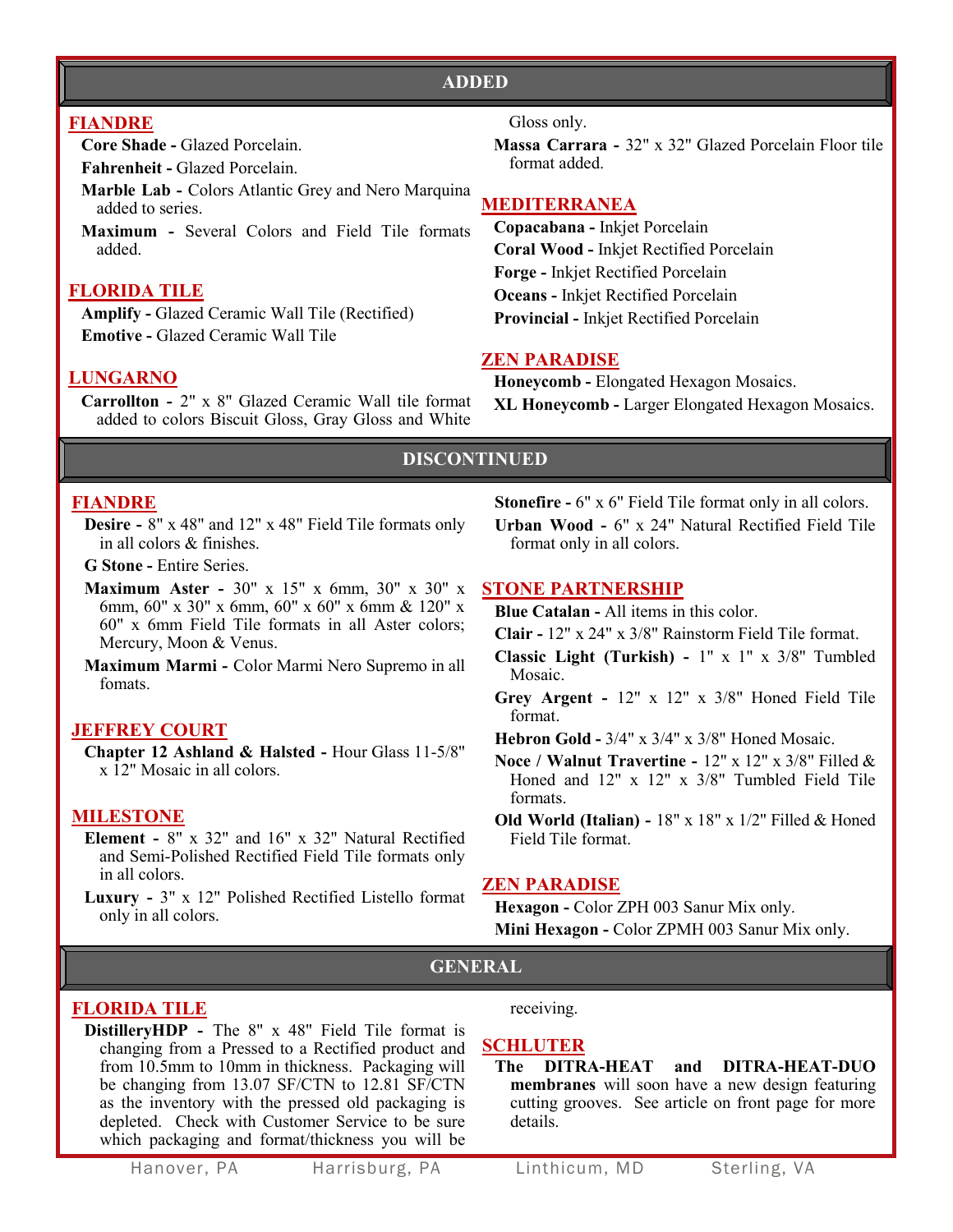## ADDED

### FIANDRE

**Core Shade -** Glazed Porcelain.

**Fahrenheit -** Glazed Porcelain.

**Marble Lab -** Colors Atlantic Grey and Nero Marquina added to series.

**Maximum -** Several Colors and Field Tile formats added.

### FLORIDA TILE

**Amplify -** Glazed Ceramic Wall Tile (Rectified)

**Emotive -** Glazed Ceramic Wall Tile

### LUNGARNO

**Carrollton -** 2" x 8" Glazed Ceramic Wall tile format added to colors Biscuit Gloss, Gray Gloss and White Gloss only.

**Massa Carrara -** 32" x 32" Glazed Porcelain Floor tile format added.

### MEDITERRANEA

**Copacabana -** Inkjet Porcelain

**Coral Wood -** Inkjet Rectified Porcelain

**Forge -** Inkjet Rectified Porcelain

**Oceans -** Inkjet Rectified Porcelain

**Provincial -** Inkjet Rectified Porcelain

### ZEN PARADISE

**Honeycomb -** Elongated Hexagon Mosaics.

**XL Honeycomb -** Larger Elongated Hexagon Mosaics.

## DISCONTINUED

### FIANDRE

**Desire -** 8" x 48" and 12" x 48" Field Tile formats only in all colors & finishes.

**G Stone -** Entire Series.

**Maximum Aster -** 30" x 15" x 6mm, 30" x 30" x 6mm, 60" x 30" x 6mm, 60" x 60" x 6mm & 120" x 60" x 6mm Field Tile formats in all Aster colors; Mercury, Moon & Venus.

**Maximum Marmi -** Color Marmi Nero Supremo in all fomats.

### JEFFREY COURT

**Chapter 12 Ashland & Halsted -** Hour Glass 11-5/8" x 12" Mosaic in all colors.

### MILESTONE

**Element -** 8" x 32" and 16" x 32" Natural Rectified and Semi-Polished Rectified Field Tile formats only in all colors.

**Luxury -** 3" x 12" Polished Rectified Listello format only in all colors.

**Stonefire -** 6" x 6" Field Tile format only in all colors.

**Urban Wood -** 6" x 24" Natural Rectified Field Tile format only in all colors.

### STONE PARTNERSHIP

**Blue Catalan -** All items in this color.

**Clair -** 12" x 24" x 3/8" Rainstorm Field Tile format.

**Classic Light (Turkish) -** 1" x 1" x 3/8" Tumbled Mosaic.

**Grey Argent -** 12" x 12" x 3/8" Honed Field Tile format.

**Hebron Gold -** 3/4" x 3/4" x 3/8" Honed Mosaic.

**Noce / Walnut Travertine -** 12" x 12" x 3/8" Filled & Honed and 12" x 12" x 3/8" Tumbled Field Tile formats.

**Old World (Italian) -** 18" x 18" x 1/2" Filled & Honed Field Tile format.

### ZEN PARADISE

**Hexagon -** Color ZPH 003 Sanur Mix only.

**Mini Hexagon -** Color ZPMH 003 Sanur Mix only.

## GENERAL

### FLORIDA TILE

**DistilleryHDP -** The 8" x 48" Field Tile format is changing from a Pressed to a Rectified product and from 10.5mm to 10mm in thickness. Packaging will be changing from 13.07 SF/CTN to 12.81 SF/CTN as the inventory with the pressed old packaging is depleted. Check with Customer Service to be sure which packaging and format/thickness you will be receiving.

### SCHLUTER

**The DITRA-HEAT and DITRA-HEAT-DUO membranes** will soon have a new design featuring cutting grooves. See article on front page for more details.

Hanover, PA Harrisburg, PA Linthicum, MD Sterling, VA